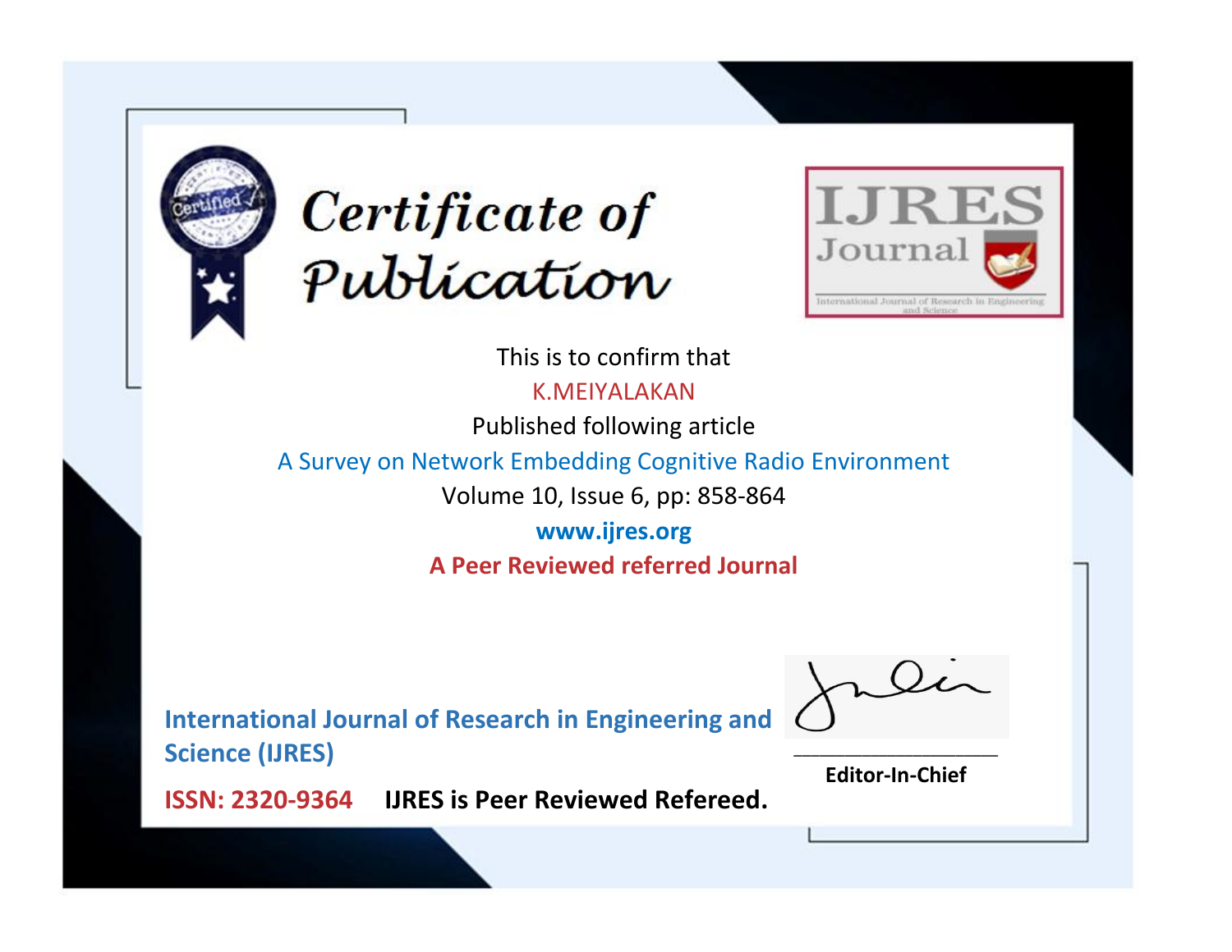# Certificate of Publication

IJRES Journal

International Journal of Research in Engineering and Science

This is to confirm that

K.MEIYALAKAN

Published following article

A Survey on Network Embedding Cognitive Radio Environment

Volume 10, Issue 6, pp: 858-864

**www.ijres.org**

**A Peer Reviewed referred Journal**

**International Journal of Research in Engineering and Science (IJRES)**

**Editor-In-Chief**

**ISSN: 2320-9364** **IJRES is Peer Reviewed Refereed.**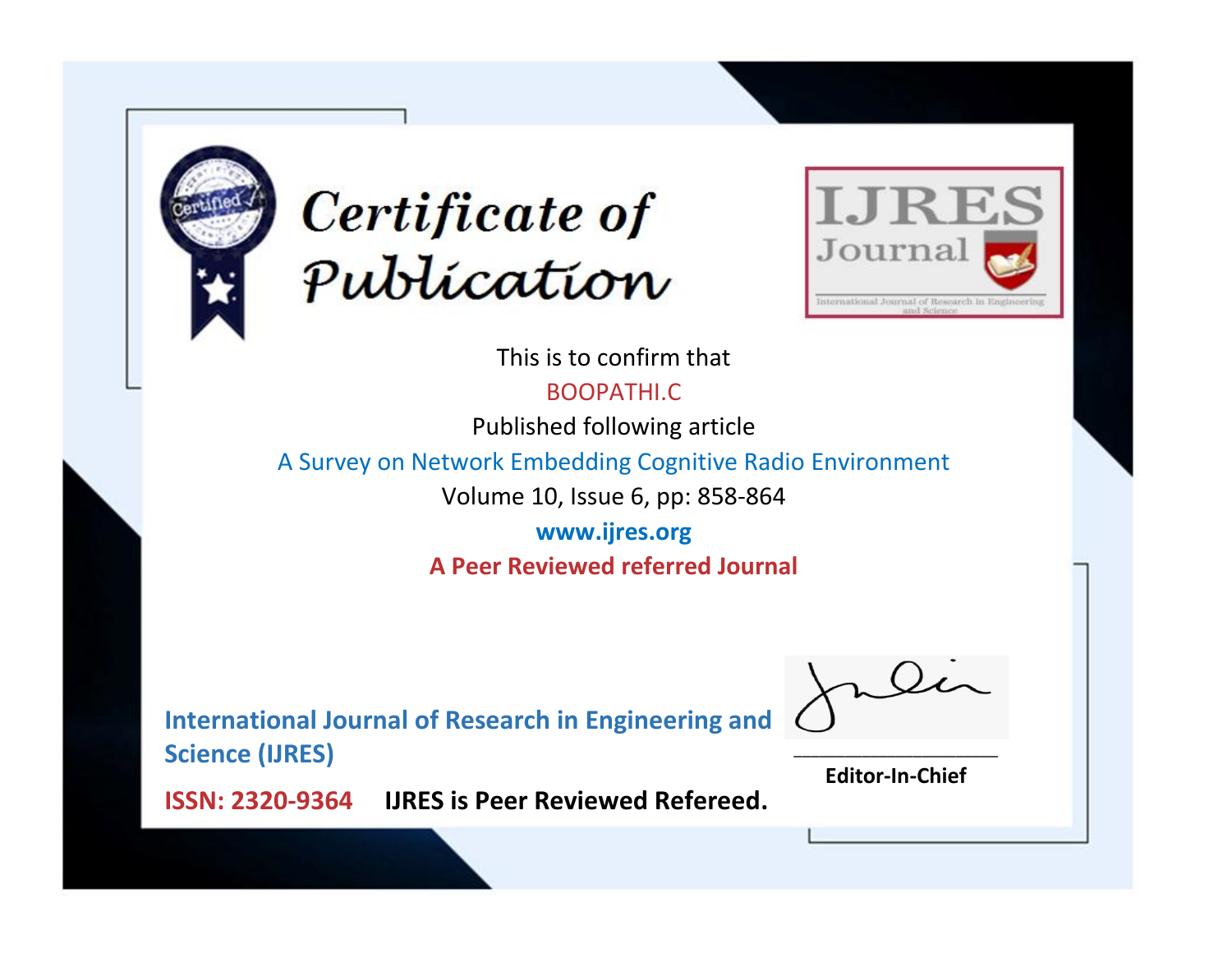# Certificate of Publication

**IJRES Journal**

International Journal of Research in Engineering and Science

This is to confirm that

BOOPATHI.C

Published following article

A Survey on Network Embedding Cognitive Radio Environment

Volume 10, Issue 6, pp: 858-864

**www.ijres.org**

**A Peer Reviewed referred Journal**

**International Journal of Research in Engineering and Science (IJRES)**

**ISSN: 2320-9364** **IJRES is Peer Reviewed Refereed.**

**Editor-In-Chief**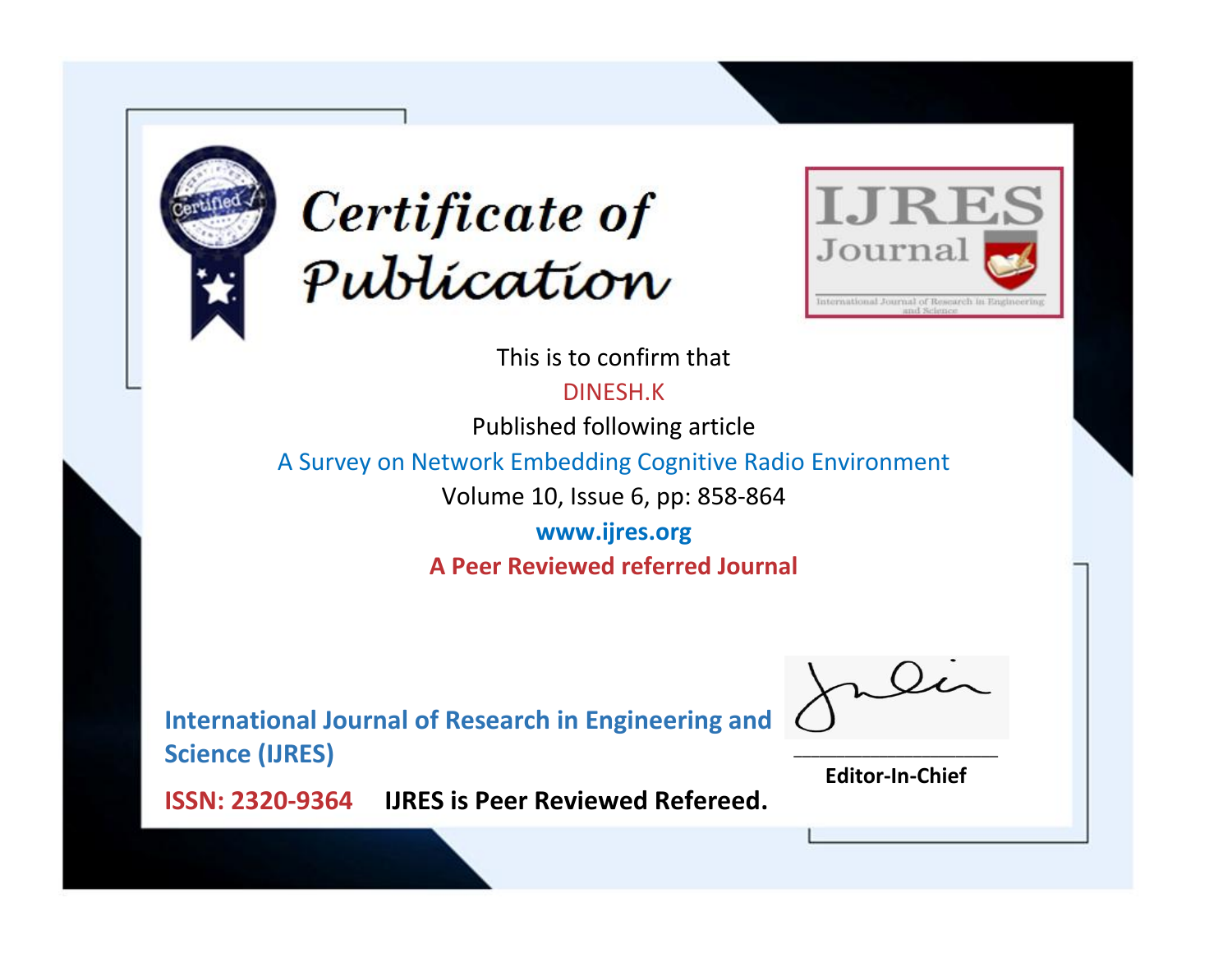# Certificate of Publication

IJRES Journal

International Journal of Research in Engineering and Science

This is to confirm that

DINESH.K

Published following article

A Survey on Network Embedding Cognitive Radio Environment

Volume 10, Issue 6, pp: 858-864

www.ijres.org

**A Peer Reviewed referred Journal**

**International Journal of Research in Engineering and Science (IJRES)**

**ISSN: 2320-9364** **IJRES is Peer Reviewed Refereed.**

**Editor-In-Chief**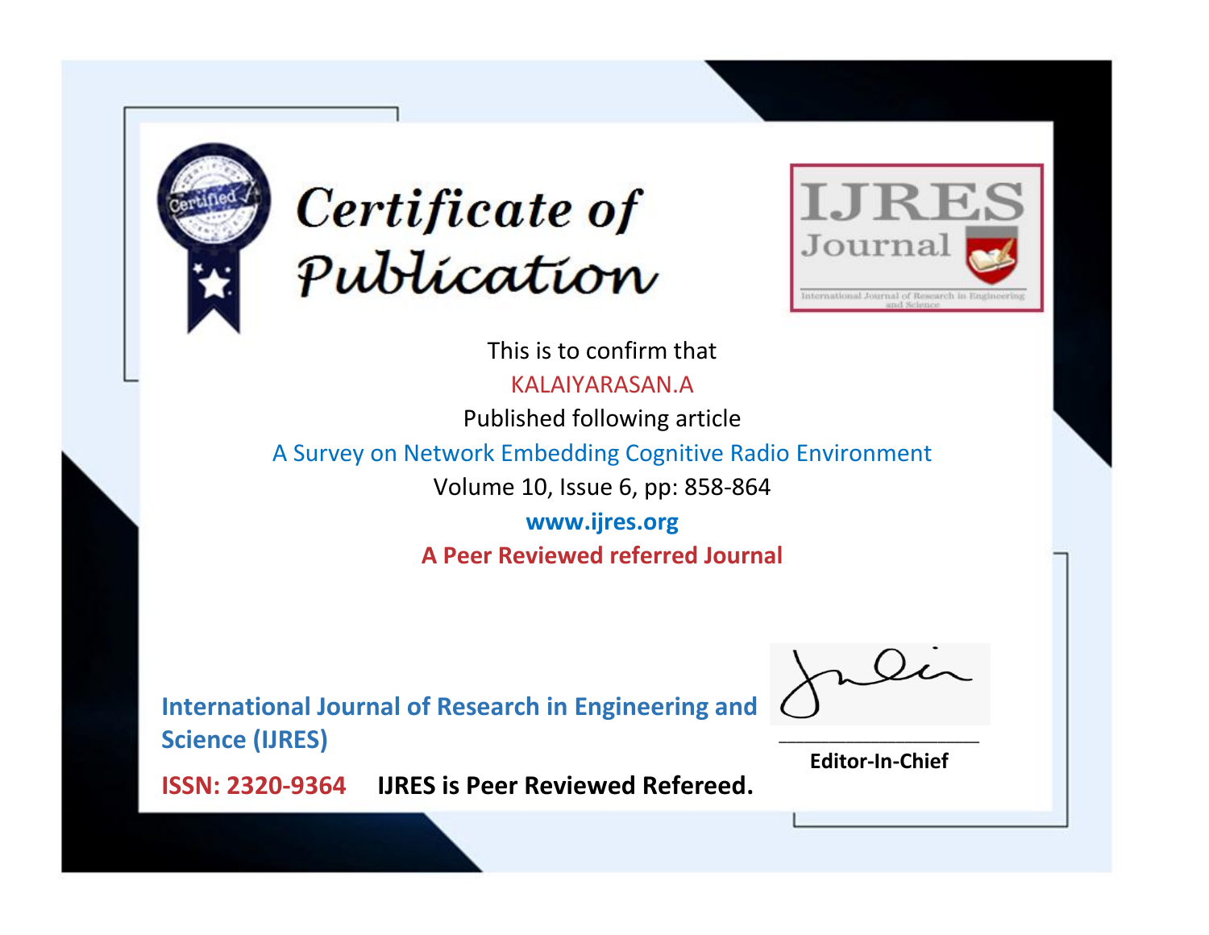# Certificate of Publication

**IJRES Journal**

International Journal of Research in Engineering and Science

This is to confirm that

KALAIYARASAN.A

Published following article

A Survey on Network Embedding Cognitive Radio Environment

Volume 10, Issue 6, pp: 858-864

**www.ijres.org**

**A Peer Reviewed referred Journal**

**International Journal of Research in Engineering and Science (IJRES)**

**ISSN: 2320-9364** **IJRES is Peer Reviewed Refereed.**

**Editor-In-Chief**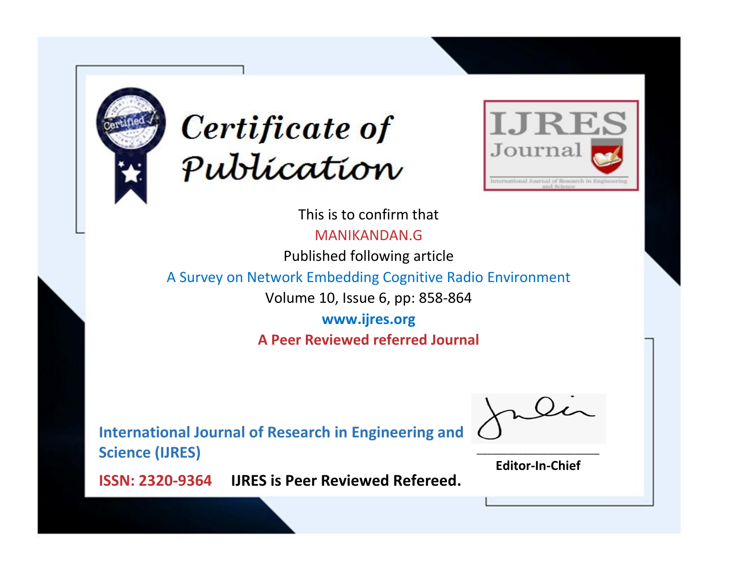# Certificate of Publication

IJRES Journal

International Journal of Research in Engineering and Science

This is to confirm that

MANIKANDAN.G

Published following article

A Survey on Network Embedding Cognitive Radio Environment

Volume 10, Issue 6, pp: 858-864

**www.ijres.org**

**A Peer Reviewed referred Journal**

**International Journal of Research in Engineering and Science (IJRES)**

**ISSN: 2320-9364** **IJRES is Peer Reviewed Refereed.**

**Editor-In-Chief**